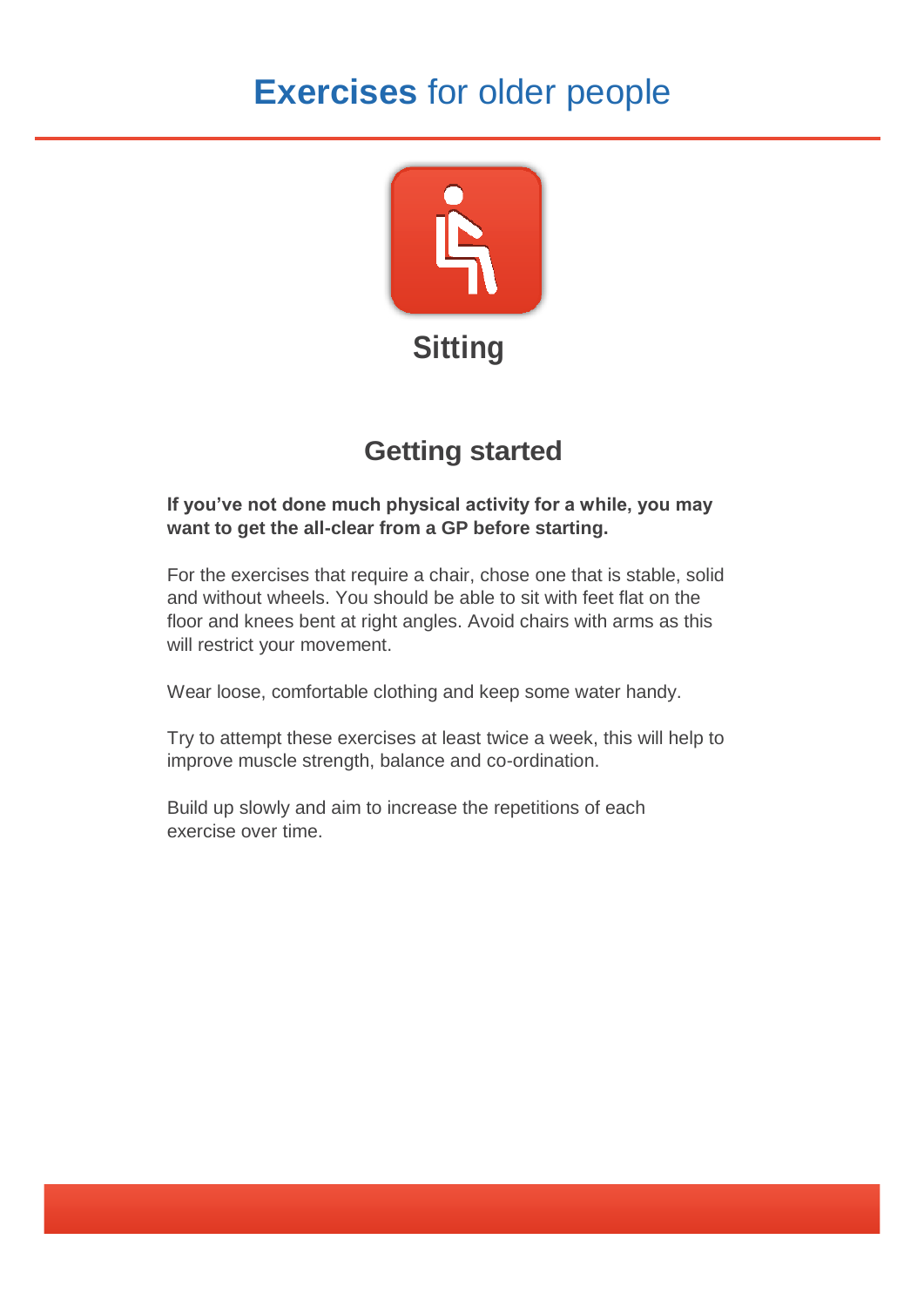# **Exercises** for older people

## Sitting

### Getting started

**If you've not done much physical activity for a while, you may want to get the all-clear from a GP before starting.**

For the exercises that require a chair, chose one that is stable, solid and without wheels. You should be able to sit with feet flat on the floor and knees bent at right angles. Avoid chairs with arms as this will restrict your movement.

Wear loose, comfortable clothing and keep some water handy.

Try to attempt these exercises at least twice a week, this will help to improve muscle strength, balance and co-ordination.

Build up slowly and aim to increase the repetitions of each exercise over time.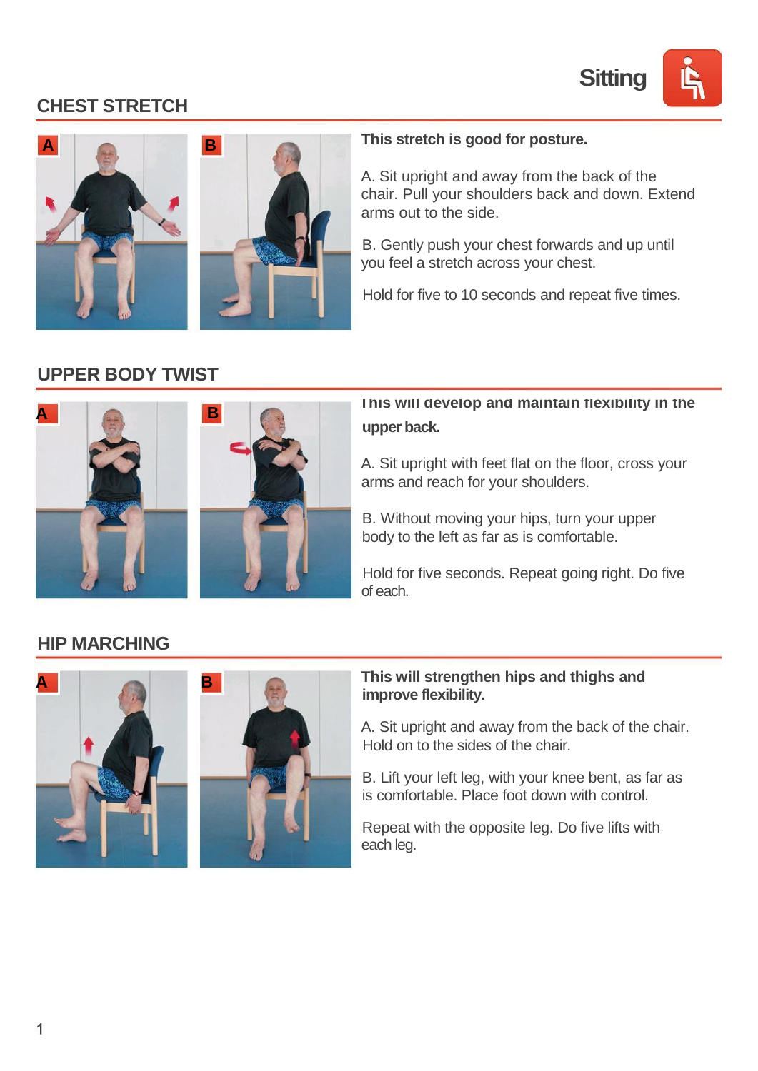Sitting

## CHEST STRETCH

**This stretch is good for posture.**

A. Sit upright and away from the back of the chair. Pull your shoulders back and down. Extend arms out to the side.

B. Gently push your chest forwards and up until you feel a stretch across your chest.

Hold for five to 10 seconds and repeat five times.

## UPPER BODY TWIST

**This will develop and maintain flexibility in the upper back.**

A. Sit upright with feet flat on the floor, cross your arms and reach for your shoulders.

B. Without moving your hips, turn your upper body to the left as far as is comfortable.

Hold for five seconds. Repeat going right. Do five of each.

## HIP MARCHING

**This will strengthen hips and thighs and improve flexibility.**

A. Sit upright and away from the back of the chair. Hold on to the sides of the chair.

B. Lift your left leg, with your knee bent, as far as is comfortable. Place foot down with control.

Repeat with the opposite leg. Do five lifts with each leg.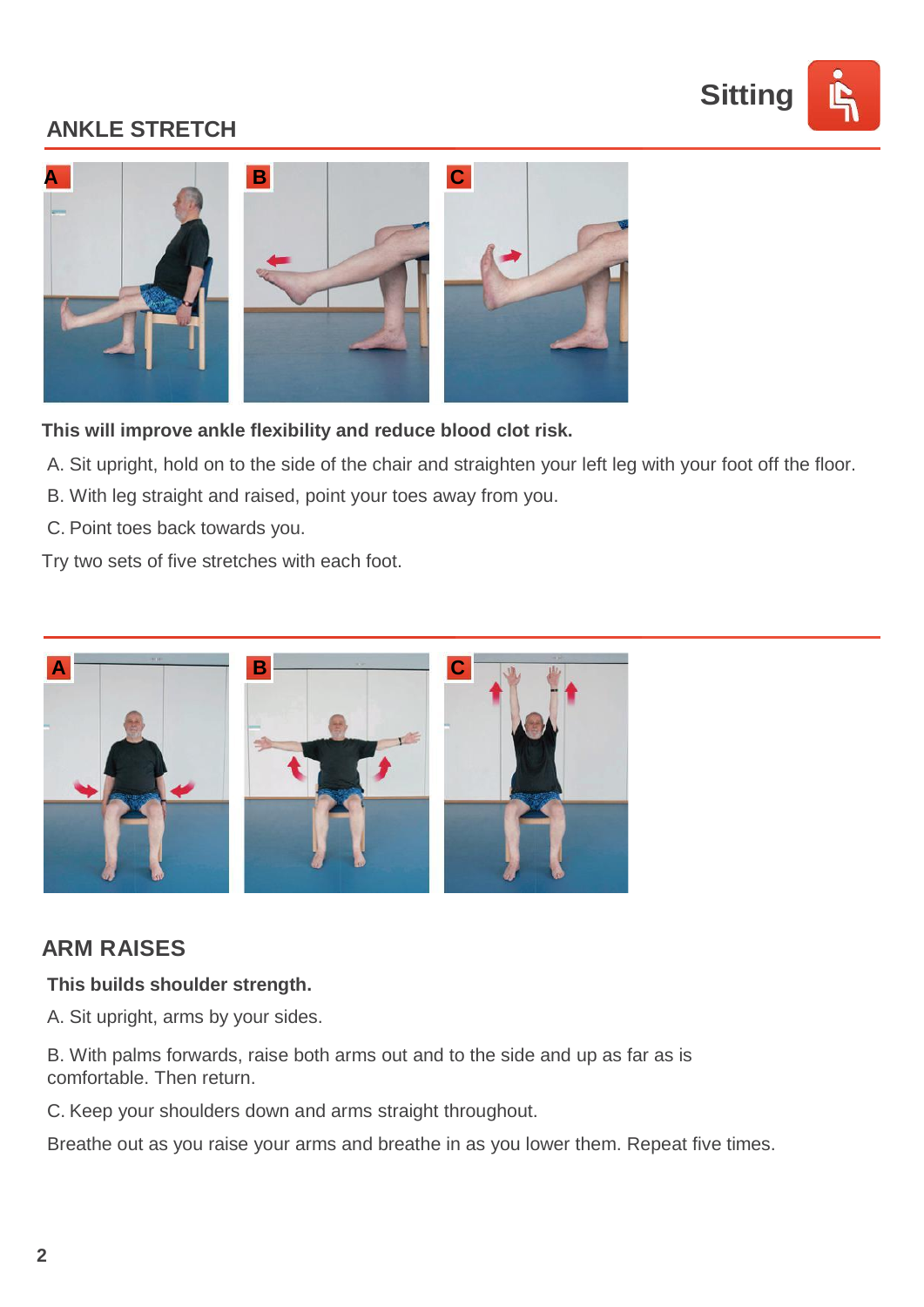Sitting

## ANKLE STRETCH

**This will improve ankle flexibility and reduce blood clot risk.**

A. Sit upright, hold on to the side of the chair and straighten your left leg with your foot off the floor.

B. With leg straight and raised, point your toes away from you.

C. Point toes back towards you.

Try two sets of five stretches with each foot.

## ARM RAISES

**This builds shoulder strength.**

A. Sit upright, arms by your sides.

B. With palms forwards, raise both arms out and to the side and up as far as is comfortable. Then return.

C. Keep your shoulders down and arms straight throughout.

Breathe out as you raise your arms and breathe in as you lower them. Repeat five times.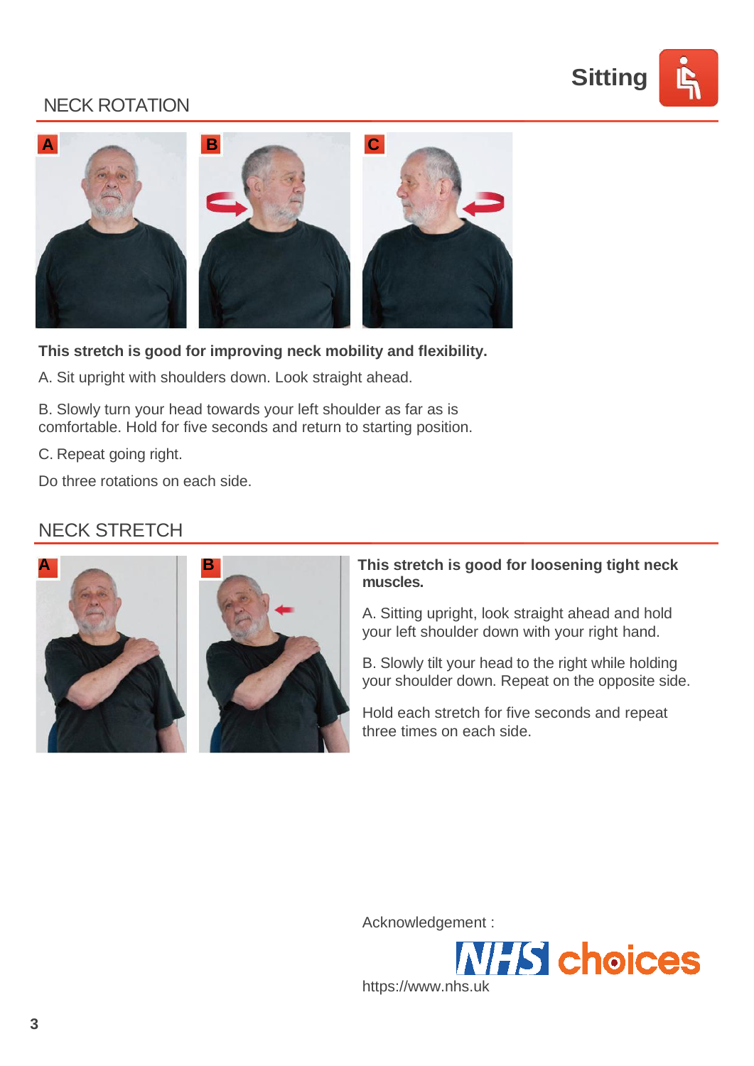Sitting

## NECK ROTATION

A B C

**This stretch is good for improving neck mobility and flexibility.**

A. Sit upright with shoulders down. Look straight ahead.

B. Slowly turn your head towards your left shoulder as far as is comfortable. Hold for five seconds and return to starting position.

C. Repeat going right.

Do three rotations on each side.

## NECK STRETCH

A B

**This stretch is good for loosening tight neck muscles.**

A. Sitting upright, look straight ahead and hold your left shoulder down with your right hand.

B. Slowly tilt your head to the right while holding your shoulder down. Repeat on the opposite side.

Hold each stretch for five seconds and repeat three times on each side.

Acknowledgement :

NHS choices

https://www.nhs.uk